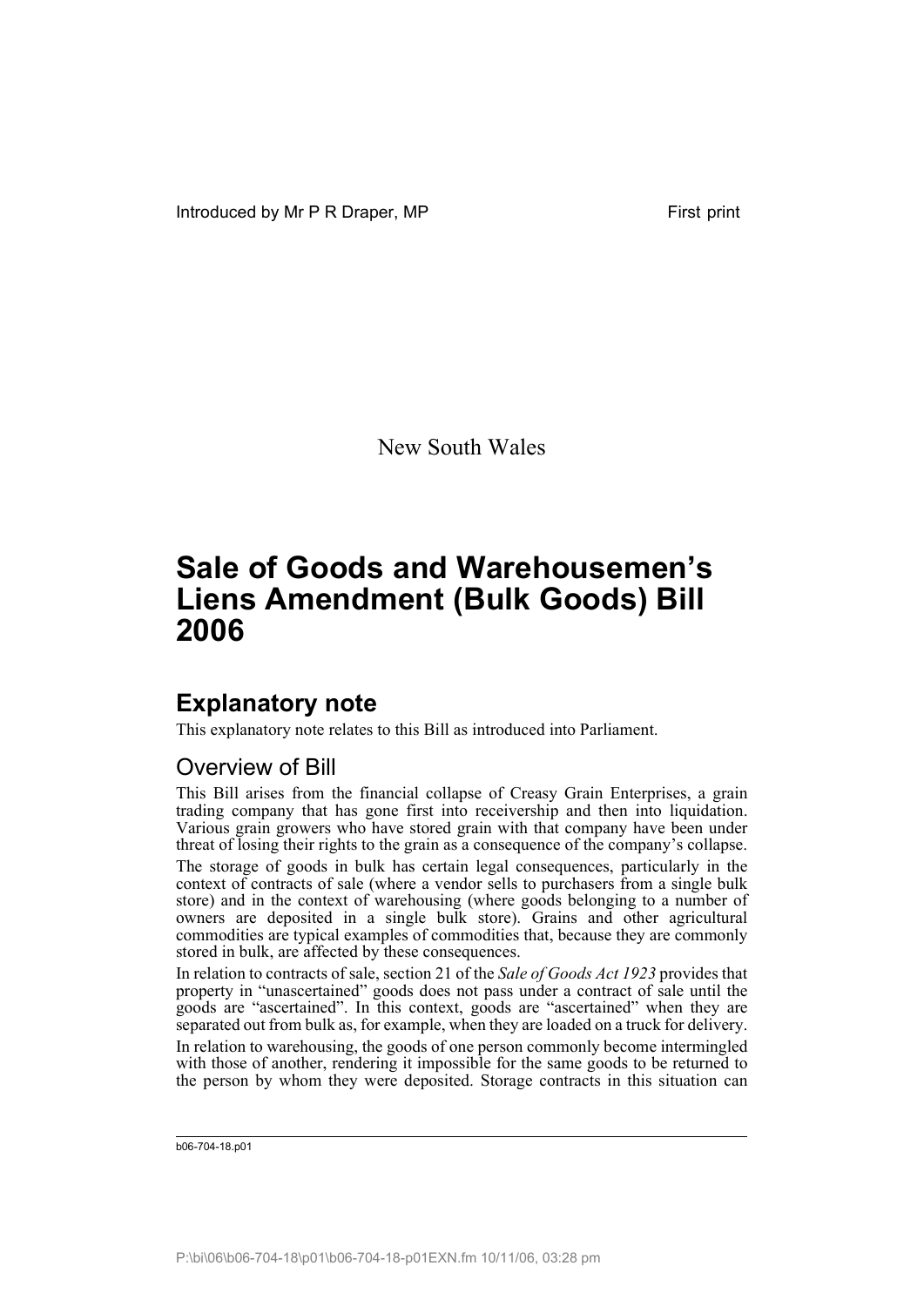Introduced by Mr P R Draper, MP First print

New South Wales

# Sale of Goods and Warehousemen's Liens Amendment (Bulk Goods) Bill 2006

## Explanatory note

This explanatory note relates to this Bill as introduced into Parliament.

### Overview of Bill

This Bill arises from the financial collapse of Creasy Grain Enterprises, a grain trading company that has gone first into receivership and then into liquidation. Various grain growers who have stored grain with that company have been under threat of losing their rights to the grain as a consequence of the company's collapse.

The storage of goods in bulk has certain legal consequences, particularly in the context of contracts of sale (where a vendor sells to purchasers from a single bulk store) and in the context of warehousing (where goods belonging to a number of owners are deposited in a single bulk store). Grains and other agricultural commodities are typical examples of commodities that, because they are commonly stored in bulk, are affected by these consequences.

In relation to contracts of sale, section 21 of the *Sale of Goods Act 1923* provides that property in "unascertained" goods does not pass under a contract of sale until the goods are "ascertained". In this context, goods are "ascertained" when they are separated out from bulk as, for example, when they are loaded on a truck for delivery.

In relation to warehousing, the goods of one person commonly become intermingled with those of another, rendering it impossible for the same goods to be returned to the person by whom they were deposited. Storage contracts in this situation can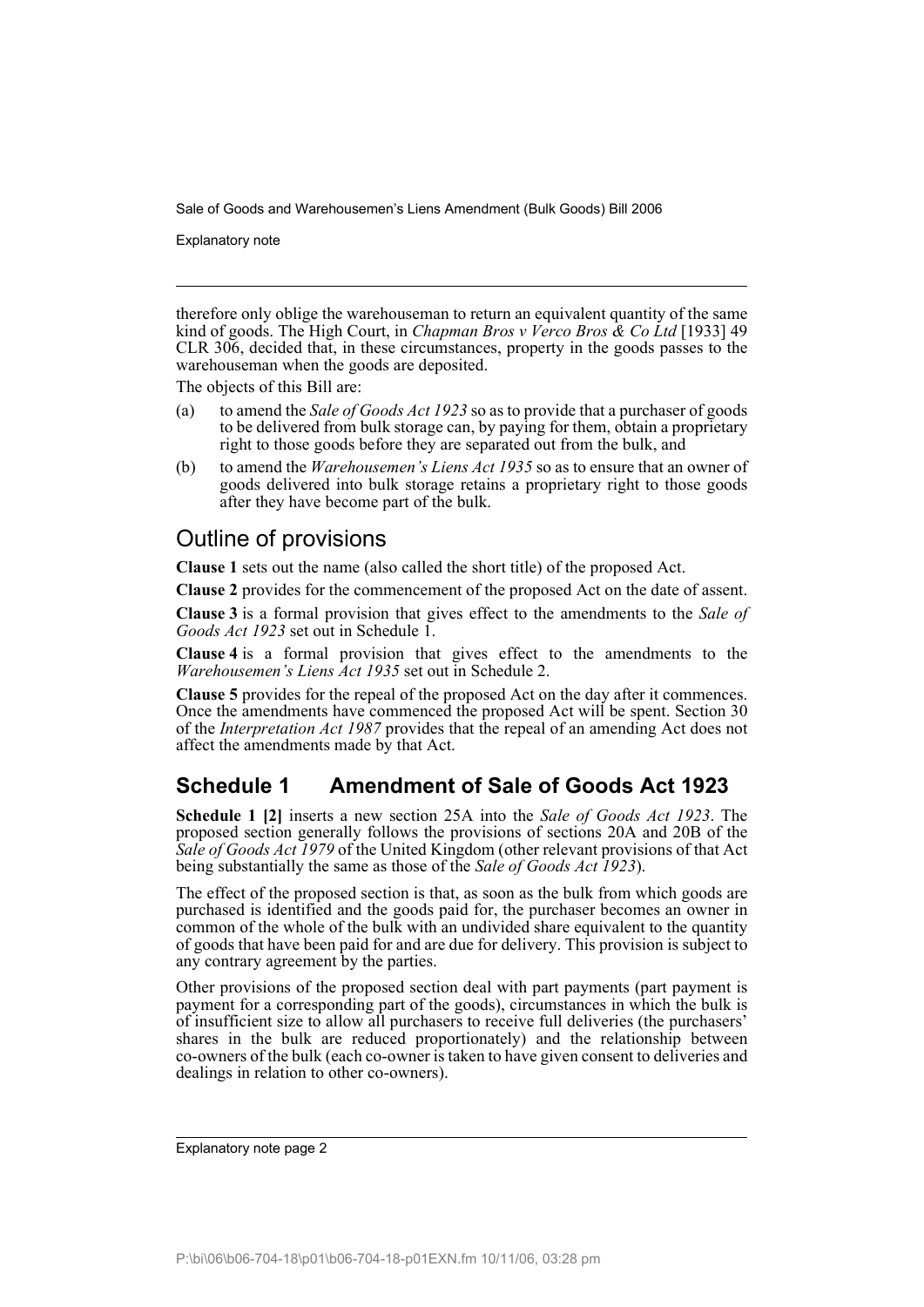therefore only oblige the warehouseman to return an equivalent quantity of the same kind of goods. The High Court, in *Chapman Bros v Verco Bros & Co Ltd* [1933] 49 CLR 306, decided that, in these circumstances, property in the goods passes to the warehouseman when the goods are deposited.

The objects of this Bill are:

(a) to amend the *Sale of Goods Act 1923* so as to provide that a purchaser of goods to be delivered from bulk storage can, by paying for them, obtain a proprietary right to those goods before they are separated out from the bulk, and

(b) to amend the *Warehousemen's Liens Act 1935* so as to ensure that an owner of goods delivered into bulk storage retains a proprietary right to those goods after they have become part of the bulk.

## Outline of provisions

**Clause 1** sets out the name (also called the short title) of the proposed Act.

**Clause 2** provides for the commencement of the proposed Act on the date of assent.

**Clause 3** is a formal provision that gives effect to the amendments to the *Sale of Goods Act 1923* set out in Schedule 1.

**Clause 4** is a formal provision that gives effect to the amendments to the *Warehousemen's Liens Act 1935* set out in Schedule 2.

**Clause 5** provides for the repeal of the proposed Act on the day after it commences. Once the amendments have commenced the proposed Act will be spent. Section 30 of the *Interpretation Act 1987* provides that the repeal of an amending Act does not affect the amendments made by that Act.

## Schedule 1 Amendment of Sale of Goods Act 1923

**Schedule 1 [2]** inserts a new section 25A into the *Sale of Goods Act 1923*. The proposed section generally follows the provisions of sections 20A and 20B of the *Sale of Goods Act 1979* of the United Kingdom (other relevant provisions of that Act being substantially the same as those of the *Sale of Goods Act 1923*).

The effect of the proposed section is that, as soon as the bulk from which goods are purchased is identified and the goods paid for, the purchaser becomes an owner in common of the whole of the bulk with an undivided share equivalent to the quantity of goods that have been paid for and are due for delivery. This provision is subject to any contrary agreement by the parties.

Other provisions of the proposed section deal with part payments (part payment is payment for a corresponding part of the goods), circumstances in which the bulk is of insufficient size to allow all purchasers to receive full deliveries (the purchasers' shares in the bulk are reduced proportionately) and the relationship between co-owners of the bulk (each co-owner is taken to have given consent to deliveries and dealings in relation to other co-owners).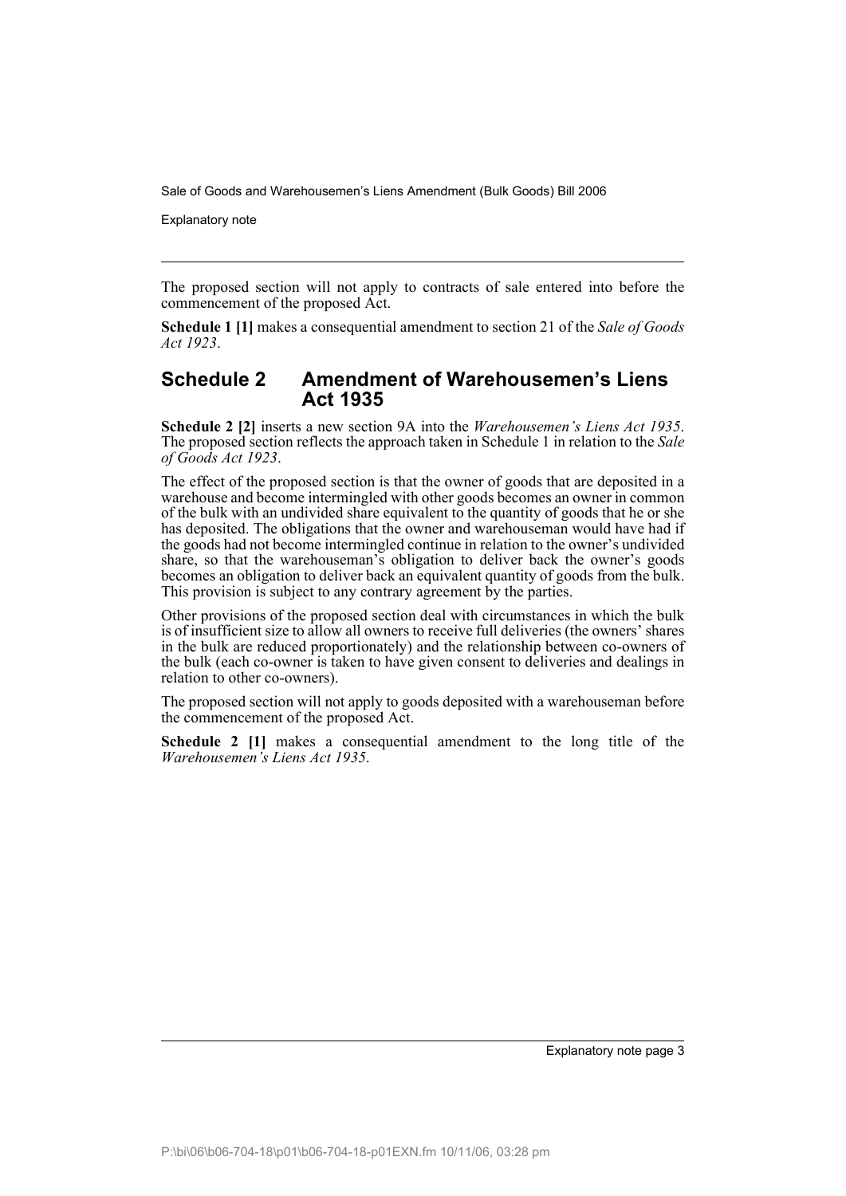The proposed section will not apply to contracts of sale entered into before the commencement of the proposed Act.

**Schedule 1 [1]** makes a consequential amendment to section 21 of the *Sale of Goods Act 1923*.

## Schedule 2 Amendment of Warehousemen's Liens Act 1935

**Schedule 2 [2]** inserts a new section 9A into the *Warehousemen's Liens Act 1935*. The proposed section reflects the approach taken in Schedule 1 in relation to the *Sale of Goods Act 1923*.

The effect of the proposed section is that the owner of goods that are deposited in a warehouse and become intermingled with other goods becomes an owner in common of the bulk with an undivided share equivalent to the quantity of goods that he or she has deposited. The obligations that the owner and warehouseman would have had if the goods had not become intermingled continue in relation to the owner's undivided share, so that the warehouseman's obligation to deliver back the owner's goods becomes an obligation to deliver back an equivalent quantity of goods from the bulk. This provision is subject to any contrary agreement by the parties.

Other provisions of the proposed section deal with circumstances in which the bulk is of insufficient size to allow all owners to receive full deliveries (the owners' shares in the bulk are reduced proportionately) and the relationship between co-owners of the bulk (each co-owner is taken to have given consent to deliveries and dealings in relation to other co-owners).

The proposed section will not apply to goods deposited with a warehouseman before the commencement of the proposed Act.

**Schedule 2 [1]** makes a consequential amendment to the long title of the *Warehousemen's Liens Act 1935*.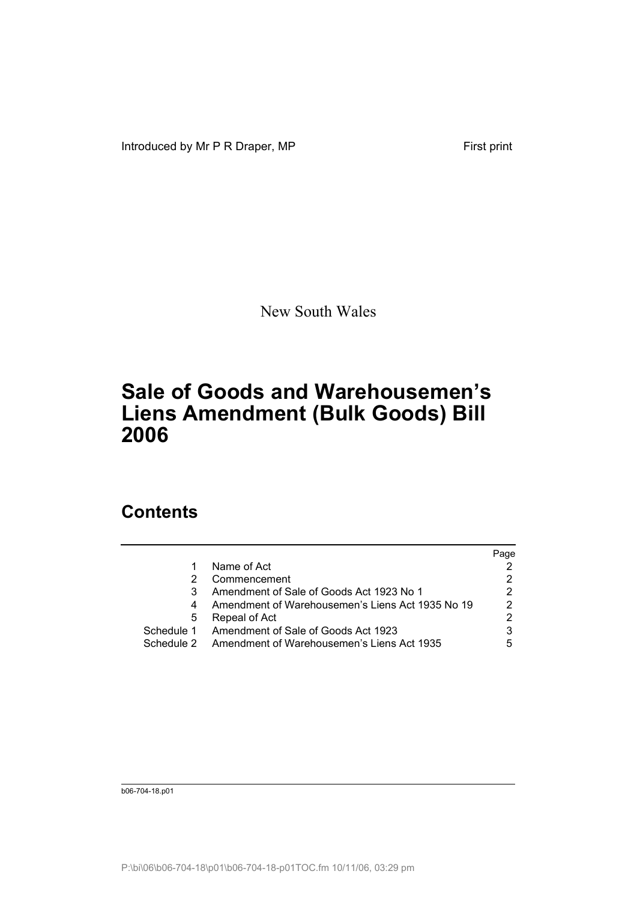Introduced by Mr P R Draper, MP First print

New South Wales

# Sale of Goods and Warehousemen's Liens Amendment (Bulk Goods) Bill 2006

## Contents

| | | Page |
|---|---|---|
| 1 | Name of Act | 2 |
| 2 | Commencement | 2 |
| 3 | Amendment of Sale of Goods Act 1923 No 1 | 2 |
| 4 | Amendment of Warehousemen's Liens Act 1935 No 19 | 2 |
| 5 | Repeal of Act | 2 |
| Schedule 1 | Amendment of Sale of Goods Act 1923 | 3 |
| Schedule 2 | Amendment of Warehousemen's Liens Act 1935 | 5 |

b06-704-18.p01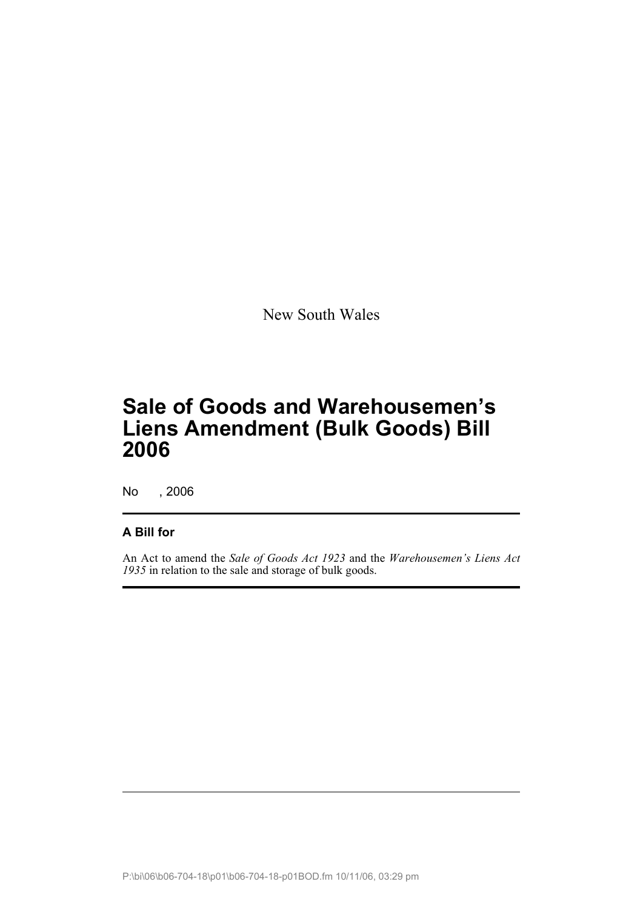New South Wales

# Sale of Goods and Warehousemen's Liens Amendment (Bulk Goods) Bill 2006

No , 2006

**A Bill for**

An Act to amend the *Sale of Goods Act 1923* and the *Warehousemen's Liens Act 1935* in relation to the sale and storage of bulk goods.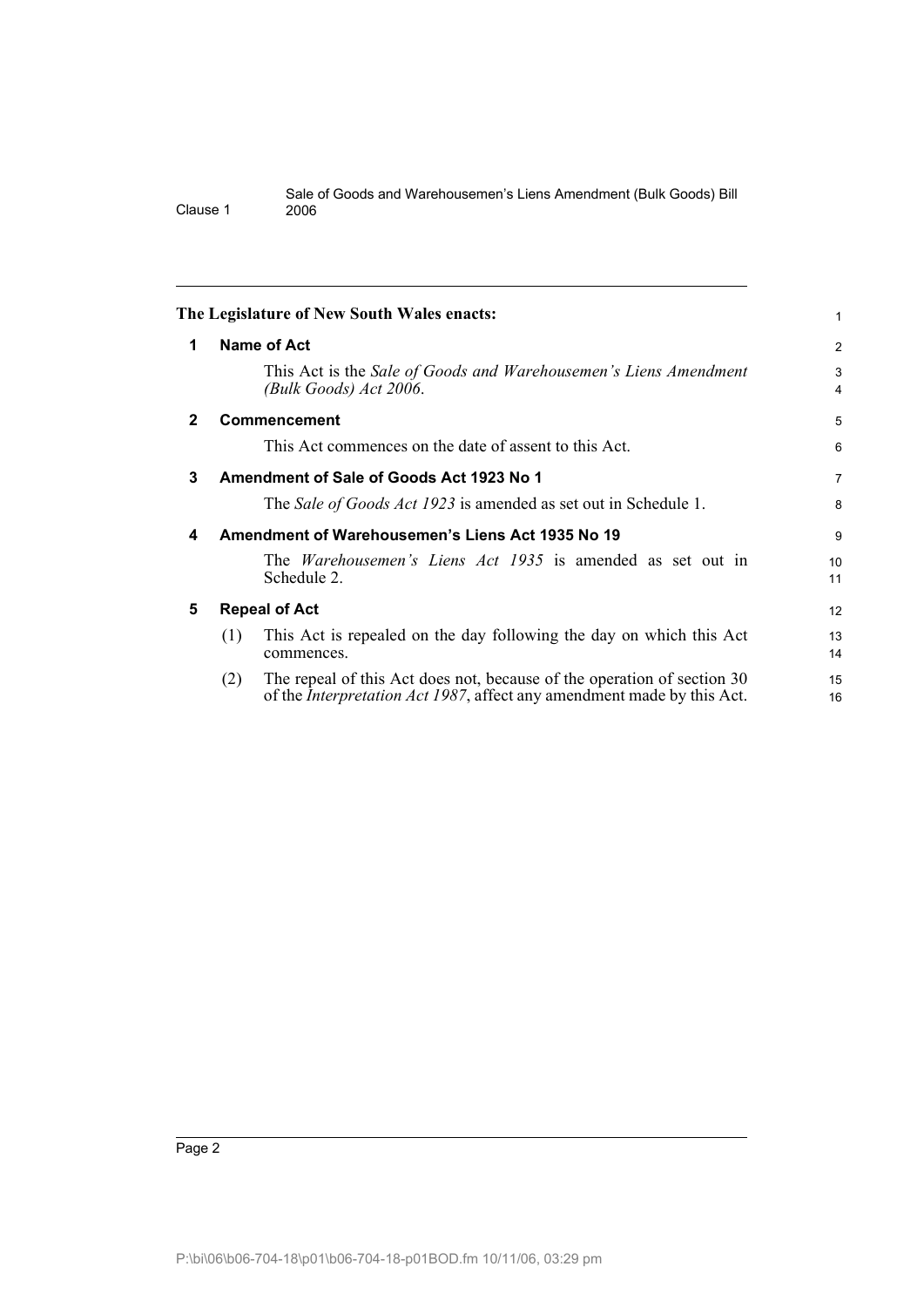**The Legislature of New South Wales enacts:**

### 1 Name of Act

This Act is the *Sale of Goods and Warehousemen's Liens Amendment (Bulk Goods) Act 2006*.

### 2 Commencement

This Act commences on the date of assent to this Act.

### 3 Amendment of Sale of Goods Act 1923 No 1

The *Sale of Goods Act 1923* is amended as set out in Schedule 1.

### 4 Amendment of Warehousemen's Liens Act 1935 No 19

The *Warehousemen's Liens Act 1935* is amended as set out in Schedule 2.

### 5 Repeal of Act

(1) This Act is repealed on the day following the day on which this Act commences.

(2) The repeal of this Act does not, because of the operation of section 30 of the *Interpretation Act 1987*, affect any amendment made by this Act.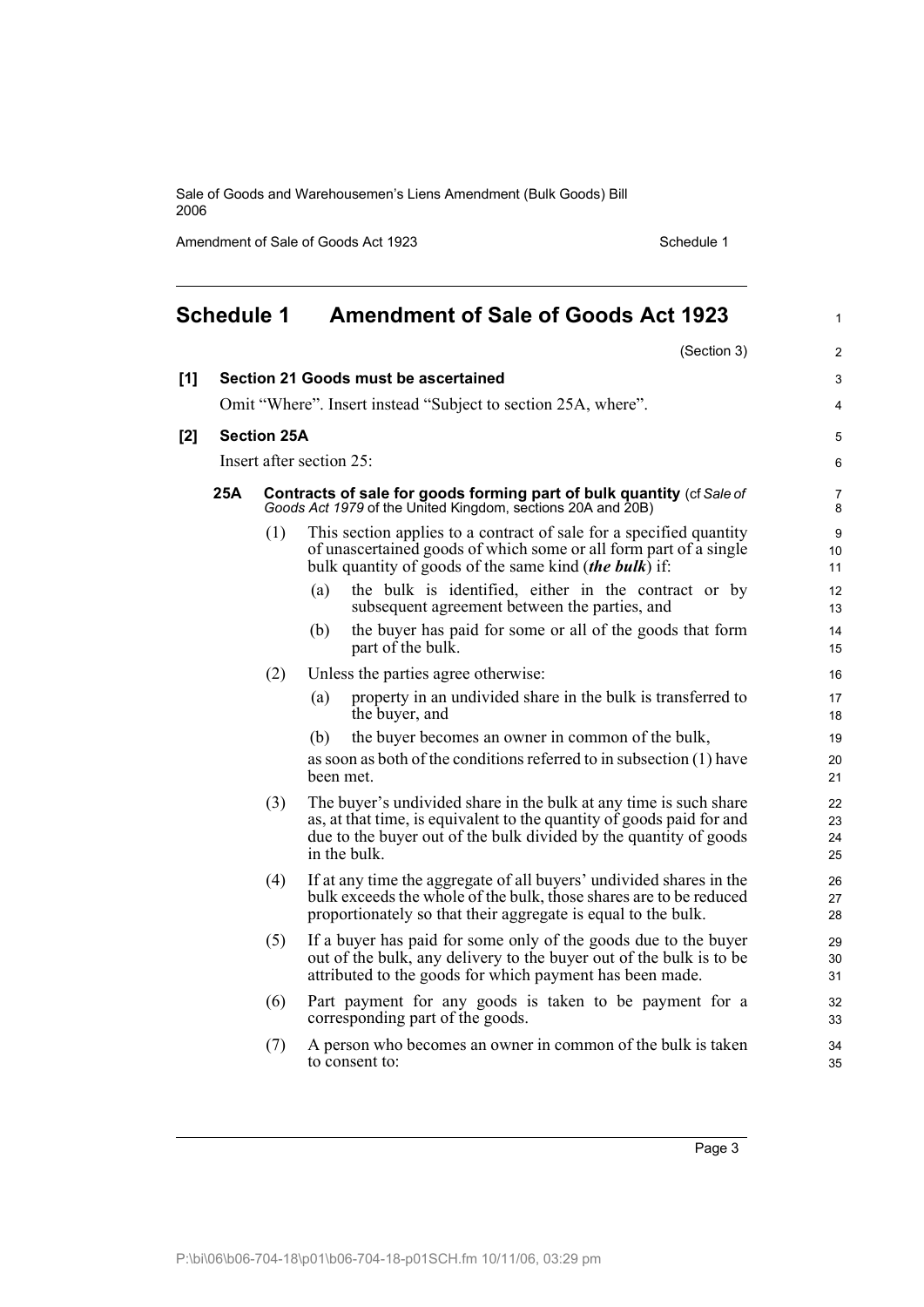# Schedule 1 Amendment of Sale of Goods Act 1923

(Section 3)

**[1] Section 21 Goods must be ascertained**

Omit "Where". Insert instead "Subject to section 25A, where".

**[2] Section 25A**

Insert after section 25:

**25A Contracts of sale for goods forming part of bulk quantity** (cf *Sale of Goods Act 1979* of the United Kingdom, sections 20A and 20B)

(1) This section applies to a contract of sale for a specified quantity of unascertained goods of which some or all form part of a single bulk quantity of goods of the same kind (***the bulk***) if:

(a) the bulk is identified, either in the contract or by subsequent agreement between the parties, and

(b) the buyer has paid for some or all of the goods that form part of the bulk.

(2) Unless the parties agree otherwise:

(a) property in an undivided share in the bulk is transferred to the buyer, and

(b) the buyer becomes an owner in common of the bulk,

as soon as both of the conditions referred to in subsection (1) have been met.

(3) The buyer's undivided share in the bulk at any time is such share as, at that time, is equivalent to the quantity of goods paid for and due to the buyer out of the bulk divided by the quantity of goods in the bulk.

(4) If at any time the aggregate of all buyers' undivided shares in the bulk exceeds the whole of the bulk, those shares are to be reduced proportionately so that their aggregate is equal to the bulk.

(5) If a buyer has paid for some only of the goods due to the buyer out of the bulk, any delivery to the buyer out of the bulk is to be attributed to the goods for which payment has been made.

(6) Part payment for any goods is taken to be payment for a corresponding part of the goods.

(7) A person who becomes an owner in common of the bulk is taken to consent to: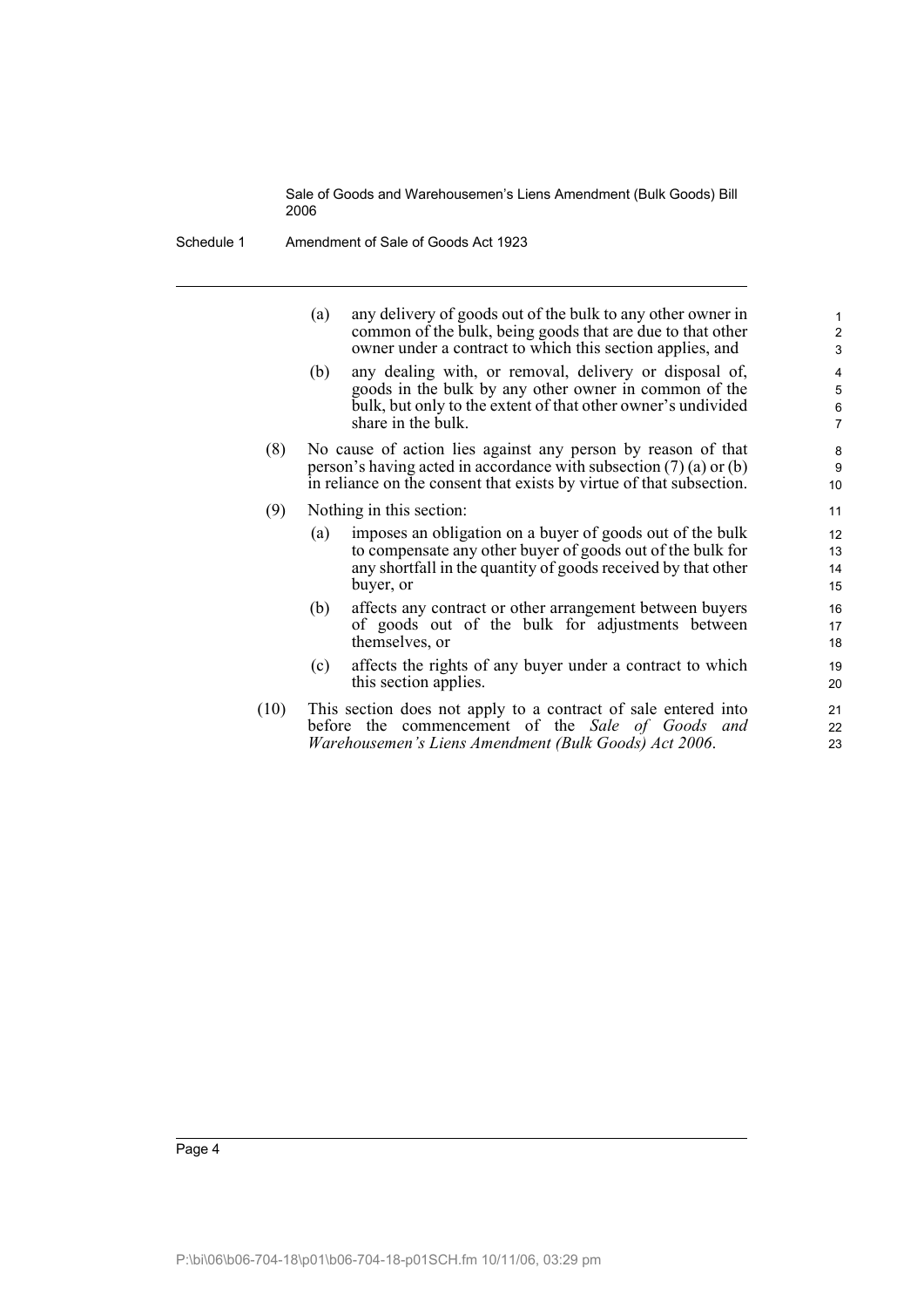(a) any delivery of goods out of the bulk to any other owner in common of the bulk, being goods that are due to that other owner under a contract to which this section applies, and

(b) any dealing with, or removal, delivery or disposal of, goods in the bulk by any other owner in common of the bulk, but only to the extent of that other owner's undivided share in the bulk.

(8) No cause of action lies against any person by reason of that person's having acted in accordance with subsection (7) (a) or (b) in reliance on the consent that exists by virtue of that subsection.

(9) Nothing in this section:

(a) imposes an obligation on a buyer of goods out of the bulk to compensate any other buyer of goods out of the bulk for any shortfall in the quantity of goods received by that other buyer, or

(b) affects any contract or other arrangement between buyers of goods out of the bulk for adjustments between themselves, or

(c) affects the rights of any buyer under a contract to which this section applies.

(10) This section does not apply to a contract of sale entered into before the commencement of the *Sale of Goods and Warehousemen's Liens Amendment (Bulk Goods) Act 2006*.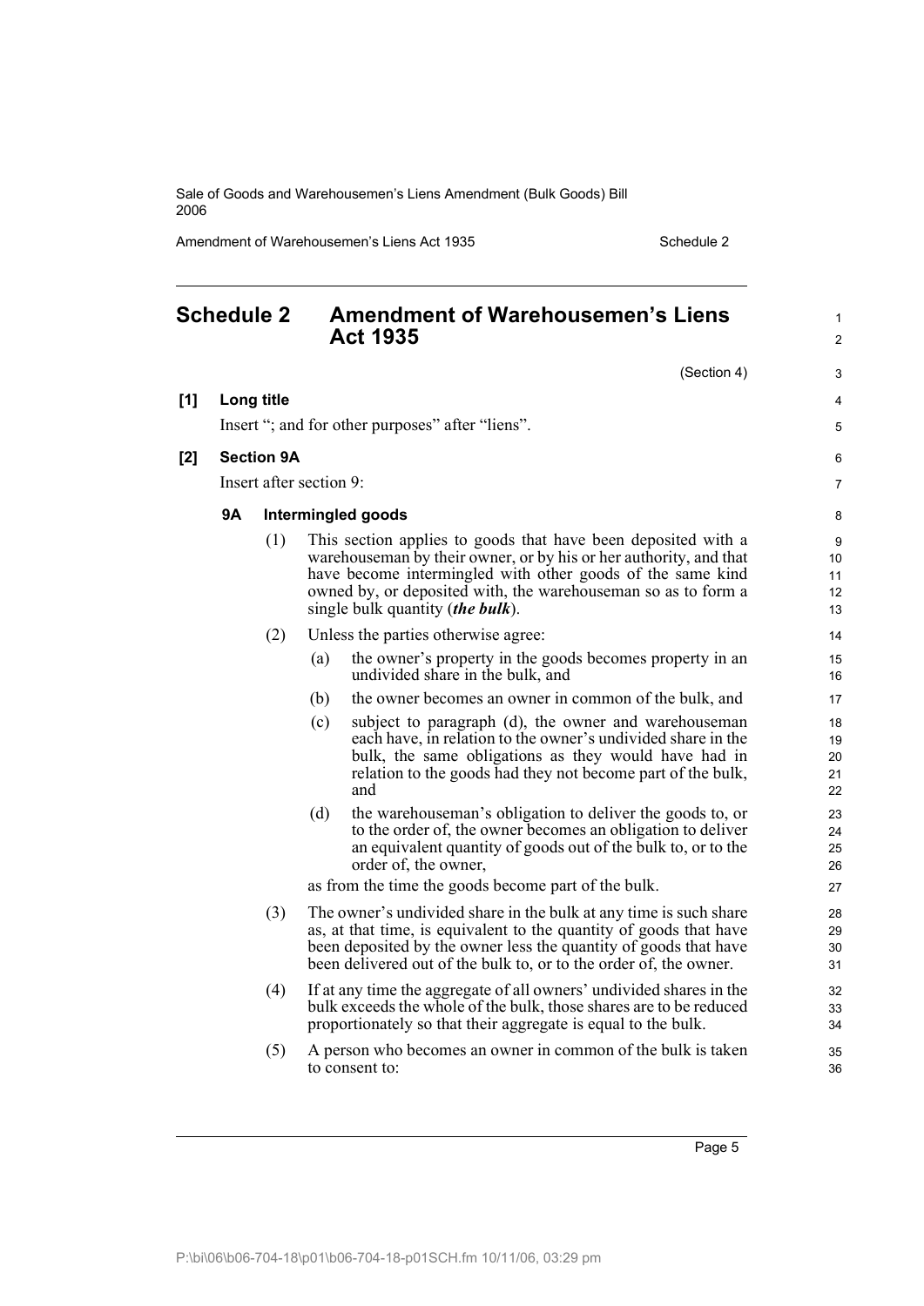## Schedule 2 Amendment of Warehousemen's Liens Act 1935

(Section 4)

**[1] Long title**

Insert "; and for other purposes" after "liens".

**[2] Section 9A**

Insert after section 9:

### 9A Intermingled goods

(1) This section applies to goods that have been deposited with a warehouseman by their owner, or by his or her authority, and that have become intermingled with other goods of the same kind owned by, or deposited with, the warehouseman so as to form a single bulk quantity (***the bulk***).

(2) Unless the parties otherwise agree:

(a) the owner's property in the goods becomes property in an undivided share in the bulk, and

(b) the owner becomes an owner in common of the bulk, and

(c) subject to paragraph (d), the owner and warehouseman each have, in relation to the owner's undivided share in the bulk, the same obligations as they would have had in relation to the goods had they not become part of the bulk, and

(d) the warehouseman's obligation to deliver the goods to, or to the order of, the owner becomes an obligation to deliver an equivalent quantity of goods out of the bulk to, or to the order of, the owner,

as from the time the goods become part of the bulk.

(3) The owner's undivided share in the bulk at any time is such share as, at that time, is equivalent to the quantity of goods that have been deposited by the owner less the quantity of goods that have been delivered out of the bulk to, or to the order of, the owner.

(4) If at any time the aggregate of all owners' undivided shares in the bulk exceeds the whole of the bulk, those shares are to be reduced proportionately so that their aggregate is equal to the bulk.

(5) A person who becomes an owner in common of the bulk is taken to consent to: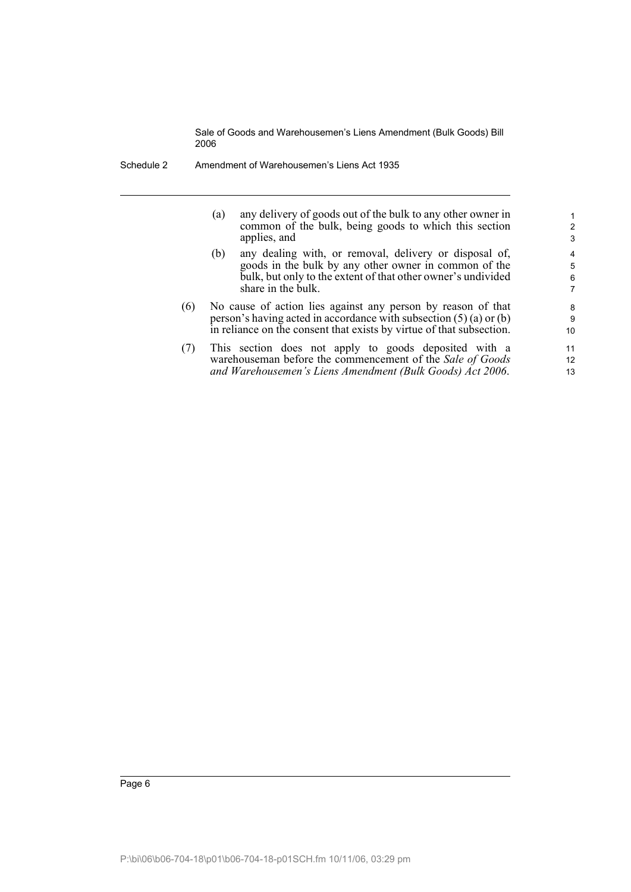(a) any delivery of goods out of the bulk to any other owner in common of the bulk, being goods to which this section applies, and

(b) any dealing with, or removal, delivery or disposal of, goods in the bulk by any other owner in common of the bulk, but only to the extent of that other owner's undivided share in the bulk.

(6) No cause of action lies against any person by reason of that person's having acted in accordance with subsection (5) (a) or (b) in reliance on the consent that exists by virtue of that subsection.

(7) This section does not apply to goods deposited with a warehouseman before the commencement of the *Sale of Goods and Warehousemen's Liens Amendment (Bulk Goods) Act 2006*.